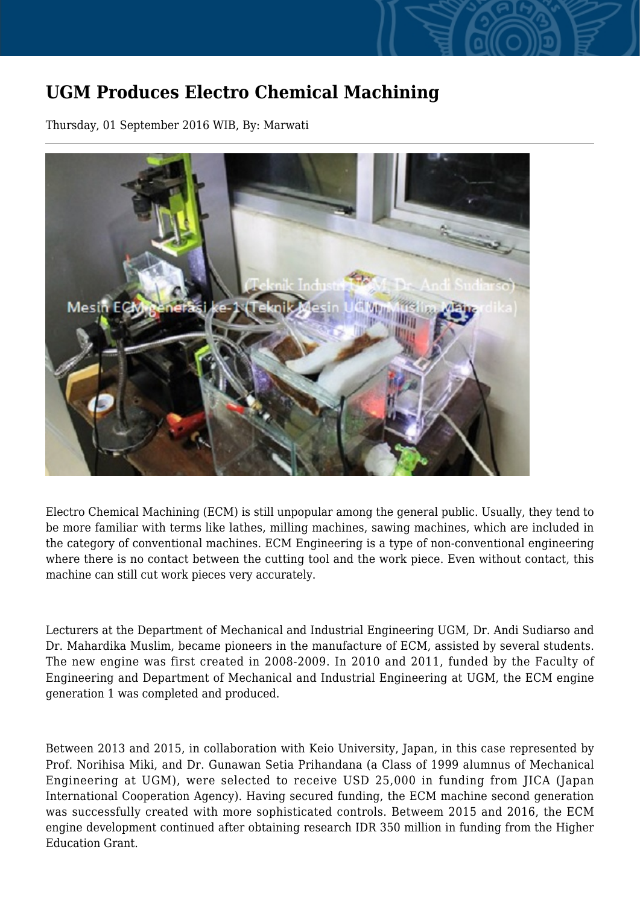# UGM Produces Electro Chemical Machining

Thursday, 01 September 2016 WIB, By: Marwati

Electro Chemical Machining (ECM) is still unpopular among the general public. Usually, they tend to be more familiar with terms like lathes, milling machines, sawing machines, which are included in the category of conventional machines. ECM Engineering is a type of non-conventional engineering where there is no contact between the cutting tool and the work piece. Even without contact, this machine can still cut work pieces very accurately.

Lecturers at the Department of Mechanical and Industrial Engineering UGM, Dr. Andi Sudiarso and Dr. Mahardika Muslim, became pioneers in the manufacture of ECM, assisted by several students. The new engine was first created in 2008-2009. In 2010 and 2011, funded by the Faculty of Engineering and Department of Mechanical and Industrial Engineering at UGM, the ECM engine generation 1 was completed and produced.

Between 2013 and 2015, in collaboration with Keio University, Japan, in this case represented by Prof. Norihisa Miki, and Dr. Gunawan Setia Prihandana (a Class of 1999 alumnus of Mechanical Engineering at UGM), were selected to receive USD 25,000 in funding from JICA (Japan International Cooperation Agency). Having secured funding, the ECM machine second generation was successfully created with more sophisticated controls. Betweem 2015 and 2016, the ECM engine development continued after obtaining research IDR 350 million in funding from the Higher Education Grant.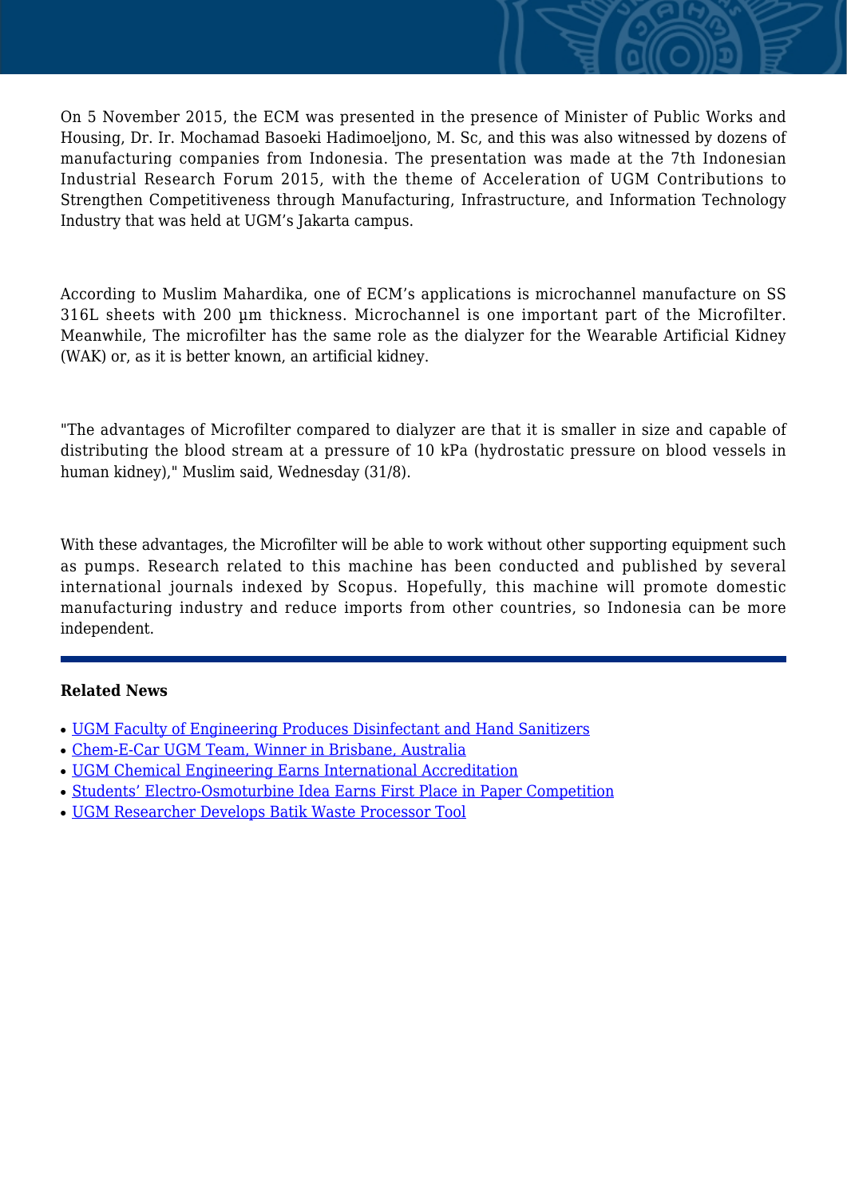On 5 November 2015, the ECM was presented in the presence of Minister of Public Works and Housing, Dr. Ir. Mochamad Basoeki Hadimoeljono, M. Sc, and this was also witnessed by dozens of manufacturing companies from Indonesia. The presentation was made at the 7th Indonesian Industrial Research Forum 2015, with the theme of Acceleration of UGM Contributions to Strengthen Competitiveness through Manufacturing, Infrastructure, and Information Technology Industry that was held at UGM's Jakarta campus.

According to Muslim Mahardika, one of ECM's applications is microchannel manufacture on SS 316L sheets with 200 µm thickness. Microchannel is one important part of the Microfilter. Meanwhile, The microfilter has the same role as the dialyzer for the Wearable Artificial Kidney (WAK) or, as it is better known, an artificial kidney.

"The advantages of Microfilter compared to dialyzer are that it is smaller in size and capable of distributing the blood stream at a pressure of 10 kPa (hydrostatic pressure on blood vessels in human kidney)," Muslim said, Wednesday (31/8).

With these advantages, the Microfilter will be able to work without other supporting equipment such as pumps. Research related to this machine has been conducted and published by several international journals indexed by Scopus. Hopefully, this machine will promote domestic manufacturing industry and reduce imports from other countries, so Indonesia can be more independent.

---

**Related News**

- UGM Faculty of Engineering Produces Disinfectant and Hand Sanitizers
- Chem-E-Car UGM Team, Winner in Brisbane, Australia
- UGM Chemical Engineering Earns International Accreditation
- Students' Electro-Osmoturbine Idea Earns First Place in Paper Competition
- UGM Researcher Develops Batik Waste Processor Tool